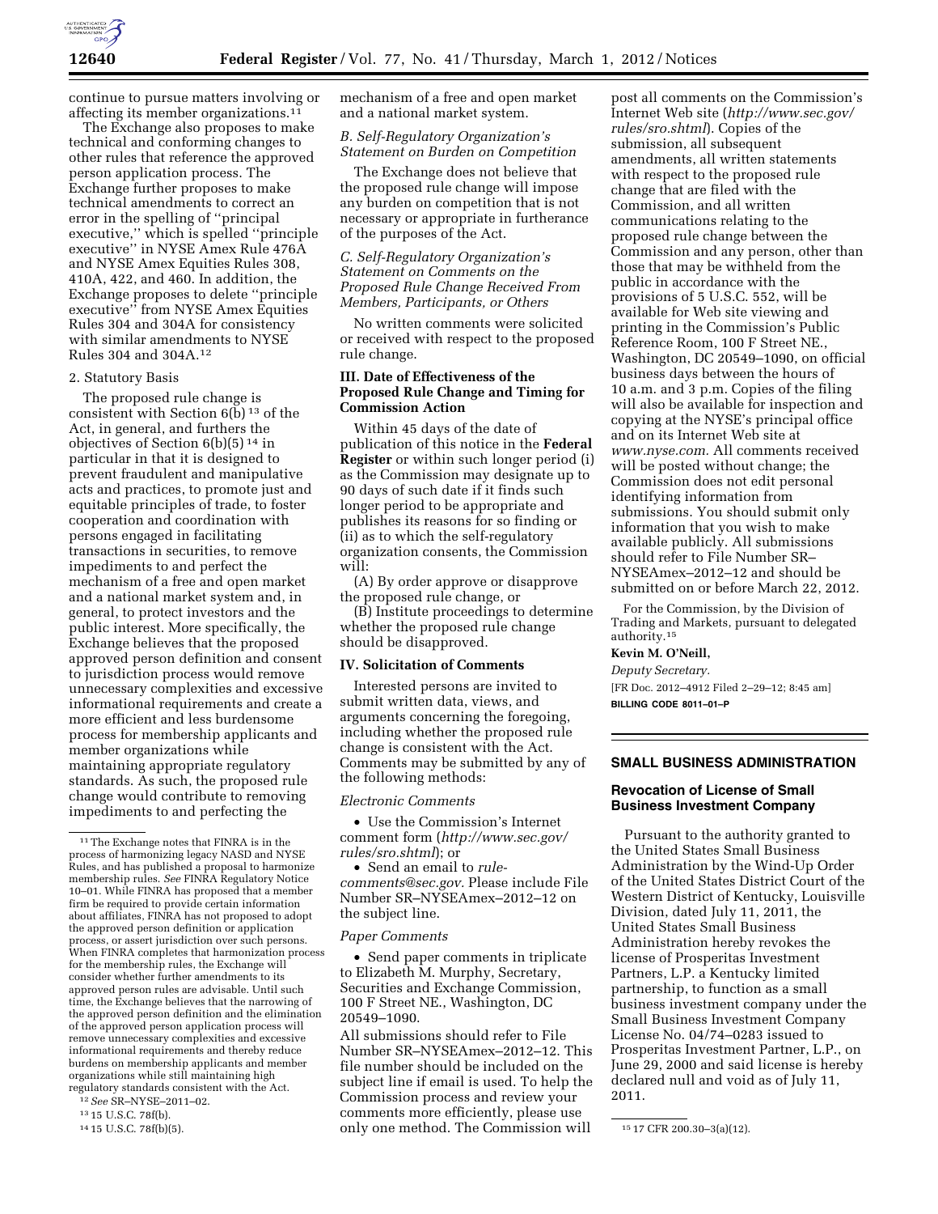continue to pursue matters involving or affecting its member organizations.[11]

The Exchange also proposes to make technical and conforming changes to other rules that reference the approved person application process. The Exchange further proposes to make technical amendments to correct an error in the spelling of ''principal executive,'' which is spelled ''principle executive'' in NYSE Amex Rule 476A and NYSE Amex Equities Rules 308, 410A, 422, and 460. In addition, the Exchange proposes to delete ''principle executive'' from NYSE Amex Equities Rules 304 and 304A for consistency with similar amendments to NYSE Rules 304 and 304A.[12]

2. Statutory Basis

The proposed rule change is consistent with Section 6(b)[13] of the Act, in general, and furthers the objectives of Section 6(b)(5)[14] in particular in that it is designed to prevent fraudulent and manipulative acts and practices, to promote just and equitable principles of trade, to foster cooperation and coordination with persons engaged in facilitating transactions in securities, to remove impediments to and perfect the mechanism of a free and open market and a national market system and, in general, to protect investors and the public interest. More specifically, the Exchange believes that the proposed approved person definition and consent to jurisdiction process would remove unnecessary complexities and excessive informational requirements and create a more efficient and less burdensome process for membership applicants and member organizations while maintaining appropriate regulatory standards. As such, the proposed rule change would contribute to removing impediments to and perfecting the mechanism of a free and open market and a national market system.

*B. Self-Regulatory Organization's Statement on Burden on Competition*

The Exchange does not believe that the proposed rule change will impose any burden on competition that is not necessary or appropriate in furtherance of the purposes of the Act.

*C. Self-Regulatory Organization's Statement on Comments on the Proposed Rule Change Received From Members, Participants, or Others*

No written comments were solicited or received with respect to the proposed rule change.

**III. Date of Effectiveness of the Proposed Rule Change and Timing for Commission Action**

Within 45 days of the date of publication of this notice in the **Federal Register** or within such longer period (i) as the Commission may designate up to 90 days of such date if it finds such longer period to be appropriate and publishes its reasons for so finding or (ii) as to which the self-regulatory organization consents, the Commission will:

(A) By order approve or disapprove the proposed rule change, or

(B) Institute proceedings to determine whether the proposed rule change should be disapproved.

**IV. Solicitation of Comments**

Interested persons are invited to submit written data, views, and arguments concerning the foregoing, including whether the proposed rule change is consistent with the Act. Comments may be submitted by any of the following methods:

*Electronic Comments*

- Use the Commission's Internet comment form (*http://www.sec.gov/rules/sro.shtml*); or
- Send an email to *rule-comments@sec.gov.* Please include File Number SR–NYSEAmex–2012–12 on the subject line.

*Paper Comments*

- Send paper comments in triplicate to Elizabeth M. Murphy, Secretary, Securities and Exchange Commission, 100 F Street NE., Washington, DC 20549–1090.

All submissions should refer to File Number SR–NYSEAmex–2012–12. This file number should be included on the subject line if email is used. To help the Commission process and review your comments more efficiently, please use only one method. The Commission will post all comments on the Commission's Internet Web site (*http://www.sec.gov/rules/sro.shtml*). Copies of the submission, all subsequent amendments, all written statements with respect to the proposed rule change that are filed with the Commission, and all written communications relating to the proposed rule change between the Commission and any person, other than those that may be withheld from the public in accordance with the provisions of 5 U.S.C. 552, will be available for Web site viewing and printing in the Commission's Public Reference Room, 100 F Street NE., Washington, DC 20549–1090, on official business days between the hours of 10 a.m. and 3 p.m. Copies of the filing will also be available for inspection and copying at the NYSE's principal office and on its Internet Web site at *www.nyse.com.* All comments received will be posted without change; the Commission does not edit personal identifying information from submissions. You should submit only information that you wish to make available publicly. All submissions should refer to File Number SR–NYSEAmex–2012–12 and should be submitted on or before March 22, 2012.

For the Commission, by the Division of Trading and Markets, pursuant to delegated authority.[15]

**Kevin M. O'Neill,**

*Deputy Secretary.*

[FR Doc. 2012–4912 Filed 2–29–12; 8:45 am]

**BILLING CODE 8011–01–P**

## SMALL BUSINESS ADMINISTRATION

### Revocation of License of Small Business Investment Company

Pursuant to the authority granted to the United States Small Business Administration by the Wind-Up Order of the United States District Court of the Western District of Kentucky, Louisville Division, dated July 11, 2011, the United States Small Business Administration hereby revokes the license of Prosperitas Investment Partners, L.P. a Kentucky limited partnership, to function as a small business investment company under the Small Business Investment Company License No. 04/74–0283 issued to Prosperitas Investment Partner, L.P., on June 29, 2000 and said license is hereby declared null and void as of July 11, 2011.

---

[11] The Exchange notes that FINRA is in the process of harmonizing legacy NASD and NYSE Rules, and has published a proposal to harmonize membership rules. *See* FINRA Regulatory Notice 10–01. While FINRA has proposed that a member firm be required to provide certain information about affiliates, FINRA has not proposed to adopt the approved person definition or application process, or assert jurisdiction over such persons. When FINRA completes that harmonization process for the membership rules, the Exchange will consider whether further amendments to its approved person rules are advisable. Until such time, the Exchange believes that the narrowing of the approved person definition and the elimination of the approved person application process will remove unnecessary complexities and excessive informational requirements and thereby reduce burdens on membership applicants and member organizations while still maintaining high regulatory standards consistent with the Act.

[12] *See* SR–NYSE–2011–02.

[13] 15 U.S.C. 78f(b).

[14] 15 U.S.C. 78f(b)(5).

[15] 17 CFR 200.30–3(a)(12).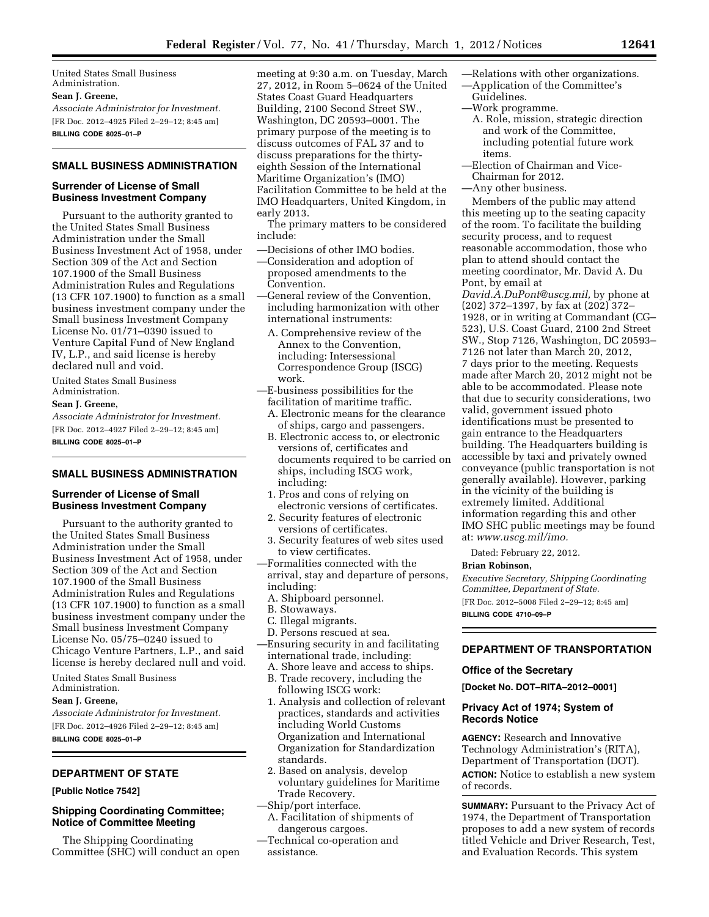United States Small Business Administration.

**Sean J. Greene,**

*Associate Administrator for Investment.*

[FR Doc. 2012–4925 Filed 2–29–12; 8:45 am]

**BILLING CODE 8025–01–P**

## SMALL BUSINESS ADMINISTRATION

### Surrender of License of Small Business Investment Company

Pursuant to the authority granted to the United States Small Business Administration under the Small Business Investment Act of 1958, under Section 309 of the Act and Section 107.1900 of the Small Business Administration Rules and Regulations (13 CFR 107.1900) to function as a small business investment company under the Small business Investment Company License No. 01/71–0390 issued to Venture Capital Fund of New England IV, L.P., and said license is hereby declared null and void.

United States Small Business Administration.

**Sean J. Greene,**

*Associate Administrator for Investment.*

[FR Doc. 2012–4927 Filed 2–29–12; 8:45 am]

**BILLING CODE 8025–01–P**

## SMALL BUSINESS ADMINISTRATION

### Surrender of License of Small Business Investment Company

Pursuant to the authority granted to the United States Small Business Administration under the Small Business Investment Act of 1958, under Section 309 of the Act and Section 107.1900 of the Small Business Administration Rules and Regulations (13 CFR 107.1900) to function as a small business investment company under the Small business Investment Company License No. 05/75–0240 issued to Chicago Venture Partners, L.P., and said license is hereby declared null and void.

United States Small Business Administration.

**Sean J. Greene,**

*Associate Administrator for Investment.*

[FR Doc. 2012–4926 Filed 2–29–12; 8:45 am]

**BILLING CODE 8025–01–P**

## DEPARTMENT OF STATE

**[Public Notice 7542]**

### Shipping Coordinating Committee; Notice of Committee Meeting

The Shipping Coordinating Committee (SHC) will conduct an open meeting at 9:30 a.m. on Tuesday, March 27, 2012, in Room 5–0624 of the United States Coast Guard Headquarters Building, 2100 Second Street SW., Washington, DC 20593–0001. The primary purpose of the meeting is to discuss outcomes of FAL 37 and to discuss preparations for the thirty-eighth Session of the International Maritime Organization's (IMO) Facilitation Committee to be held at the IMO Headquarters, United Kingdom, in early 2013.

The primary matters to be considered include:

—Decisions of other IMO bodies.

—Consideration and adoption of proposed amendments to the Convention.

—General review of the Convention, including harmonization with other international instruments:

A. Comprehensive review of the Annex to the Convention, including: Intersessional Correspondence Group (ISCG) work.

—E-business possibilities for the facilitation of maritime traffic.

A. Electronic means for the clearance of ships, cargo and passengers.

B. Electronic access to, or electronic versions of, certificates and documents required to be carried on ships, including ISCG work, including:

1. Pros and cons of relying on electronic versions of certificates.
2. Security features of electronic versions of certificates.
3. Security features of web sites used to view certificates.

—Formalities connected with the arrival, stay and departure of persons, including:

A. Shipboard personnel.

B. Stowaways.

C. Illegal migrants.

D. Persons rescued at sea.

—Ensuring security in and facilitating international trade, including:

A. Shore leave and access to ships.

B. Trade recovery, including the following ISCG work:

1. Analysis and collection of relevant practices, standards and activities including World Customs Organization and International Organization for Standardization standards.
2. Based on analysis, develop voluntary guidelines for Maritime Trade Recovery.

—Ship/port interface.

A. Facilitation of shipments of dangerous cargoes.

—Technical co-operation and assistance.

—Relations with other organizations.

—Application of the Committee's Guidelines.

—Work programme.

A. Role, mission, strategic direction and work of the Committee, including potential future work items.

—Election of Chairman and Vice-Chairman for 2012.

—Any other business.

Members of the public may attend this meeting up to the seating capacity of the room. To facilitate the building security process, and to request reasonable accommodation, those who plan to attend should contact the meeting coordinator, Mr. David A. Du Pont, by email at *David.A.DuPont@uscg.mil,* by phone at (202) 372–1397, by fax at (202) 372–1928, or in writing at Commandant (CG–523), U.S. Coast Guard, 2100 2nd Street SW., Stop 7126, Washington, DC 20593–7126 not later than March 20, 2012, 7 days prior to the meeting. Requests made after March 20, 2012 might not be able to be accommodated. Please note that due to security considerations, two valid, government issued photo identifications must be presented to gain entrance to the Headquarters building. The Headquarters building is accessible by taxi and privately owned conveyance (public transportation is not generally available). However, parking in the vicinity of the building is extremely limited. Additional information regarding this and other IMO SHC public meetings may be found at: *www.uscg.mil/imo.*

Dated: February 22, 2012.

**Brian Robinson,**

*Executive Secretary, Shipping Coordinating Committee, Department of State.*

[FR Doc. 2012–5008 Filed 2–29–12; 8:45 am]

**BILLING CODE 4710–09–P**

## DEPARTMENT OF TRANSPORTATION

### Office of the Secretary

**[Docket No. DOT–RITA–2012–0001]**

### Privacy Act of 1974; System of Records Notice

**AGENCY:** Research and Innovative Technology Administration's (RITA), Department of Transportation (DOT).

**ACTION:** Notice to establish a new system of records.

**SUMMARY:** Pursuant to the Privacy Act of 1974, the Department of Transportation proposes to add a new system of records titled Vehicle and Driver Research, Test, and Evaluation Records. This system